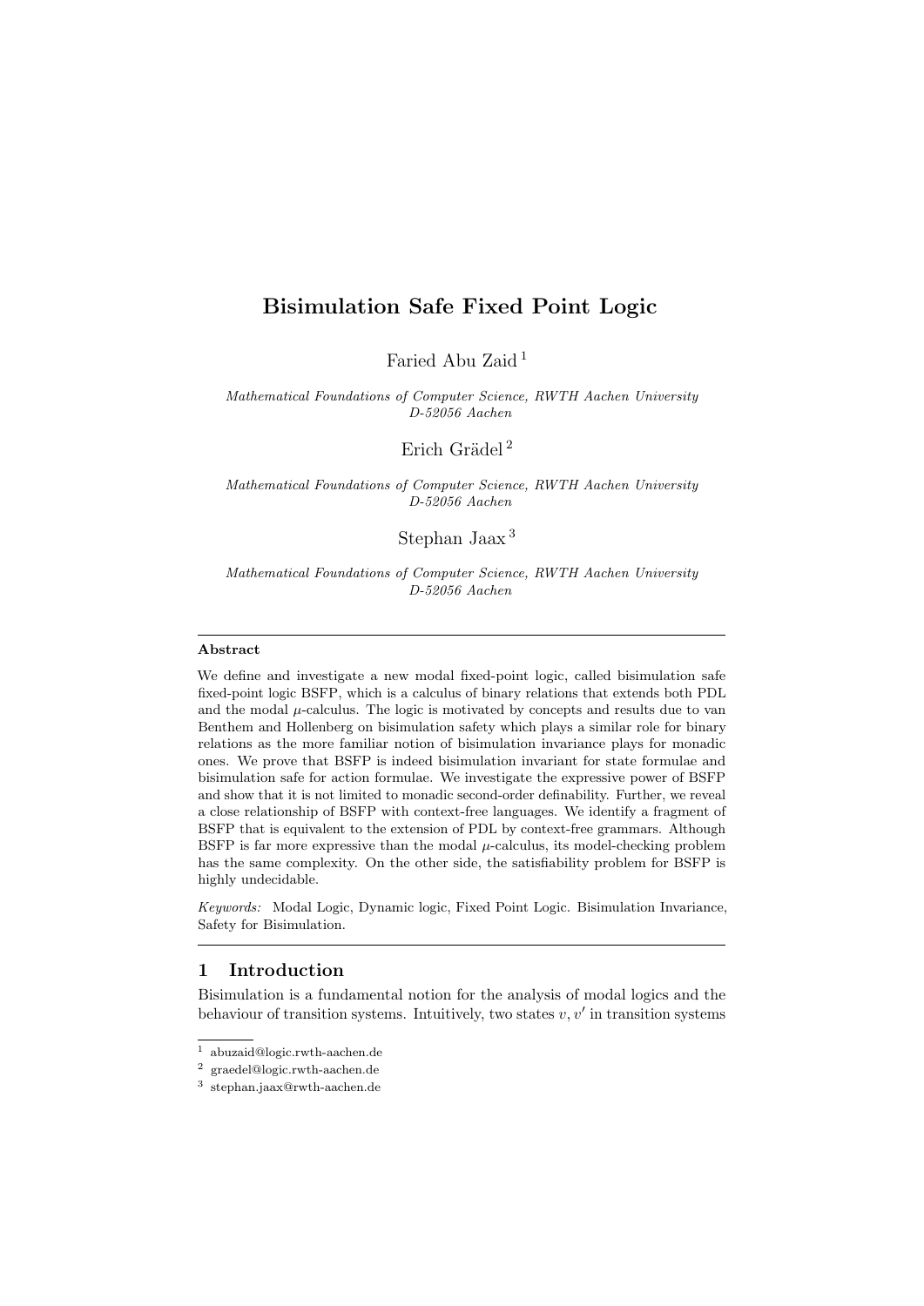# Bisimulation Safe Fixed Point Logic

Faried Abu Zaid [1]

*Mathematical Foundations of Computer Science, RWTH Aachen University*
*D-52056 Aachen*

Erich Grädel [2]

*Mathematical Foundations of Computer Science, RWTH Aachen University*
*D-52056 Aachen*

Stephan Jaax [3]

*Mathematical Foundations of Computer Science, RWTH Aachen University*
*D-52056 Aachen*

---

**Abstract**

We define and investigate a new modal fixed-point logic, called bisimulation safe fixed-point logic BSFP, which is a calculus of binary relations that extends both PDL and the modal $\mu$-calculus. The logic is motivated by concepts and results due to van Benthem and Hollenberg on bisimulation safety which plays a similar role for binary relations as the more familiar notion of bisimulation invariance plays for monadic ones. We prove that BSFP is indeed bisimulation invariant for state formulae and bisimulation safe for action formulae. We investigate the expressive power of BSFP and show that it is not limited to monadic second-order definability. Further, we reveal a close relationship of BSFP with context-free languages. We identify a fragment of BSFP that is equivalent to the extension of PDL by context-free grammars. Although BSFP is far more expressive than the modal $\mu$-calculus, its model-checking problem has the same complexity. On the other side, the satisfiability problem for BSFP is highly undecidable.

*Keywords:* Modal Logic, Dynamic logic, Fixed Point Logic. Bisimulation Invariance, Safety for Bisimulation.

---

## 1 Introduction

Bisimulation is a fundamental notion for the analysis of modal logics and the behaviour of transition systems. Intuitively, two states $v, v'$ in transition systems

---

[1] abuzaid@logic.rwth-aachen.de

[2] graedel@logic.rwth-aachen.de

[3] stephan.jaax@rwth-aachen.de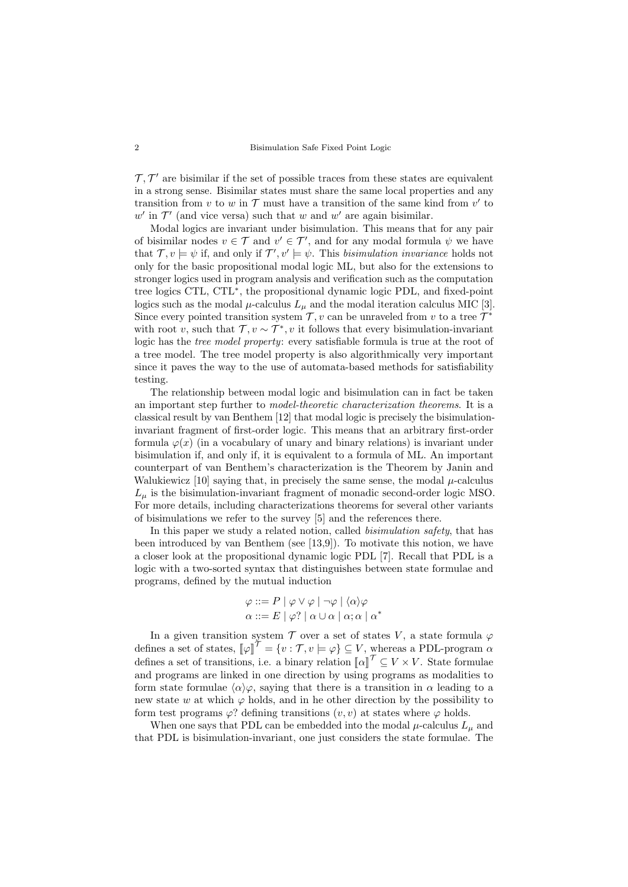$\mathcal{T}, \mathcal{T}'$ are bisimilar if the set of possible traces from these states are equivalent in a strong sense. Bisimilar states must share the same local properties and any transition from $v$ to $w$ in $\mathcal{T}$ must have a transition of the same kind from $v'$ to $w'$ in $\mathcal{T}'$ (and vice versa) such that $w$ and $w'$ are again bisimilar.

Modal logics are invariant under bisimulation. This means that for any pair of bisimilar nodes $v \in \mathcal{T}$ and $v' \in \mathcal{T}'$, and for any modal formula $\psi$ we have that $\mathcal{T}, v \models \psi$ if, and only if $\mathcal{T}', v' \models \psi$. This *bisimulation invariance* holds not only for the basic propositional modal logic ML, but also for the extensions to stronger logics used in program analysis and verification such as the computation tree logics CTL, CTL$^*$, the propositional dynamic logic PDL, and fixed-point logics such as the modal $\mu$-calculus $L_\mu$ and the modal iteration calculus MIC [3]. Since every pointed transition system $\mathcal{T}, v$ can be unraveled from $v$ to a tree $\mathcal{T}^*$ with root $v$, such that $\mathcal{T}, v \sim \mathcal{T}^*, v$ it follows that every bisimulation-invariant logic has the *tree model property*: every satisfiable formula is true at the root of a tree model. The tree model property is also algorithmically very important since it paves the way to the use of automata-based methods for satisfiability testing.

The relationship between modal logic and bisimulation can in fact be taken an important step further to *model-theoretic characterization theorems*. It is a classical result by van Benthem [12] that modal logic is precisely the bisimulation-invariant fragment of first-order logic. This means that an arbitrary first-order formula $\varphi(x)$ (in a vocabulary of unary and binary relations) is invariant under bisimulation if, and only if, it is equivalent to a formula of ML. An important counterpart of van Benthem's characterization is the Theorem by Janin and Walukiewicz [10] saying that, in precisely the same sense, the modal $\mu$-calculus $L_\mu$ is the bisimulation-invariant fragment of monadic second-order logic MSO. For more details, including characterizations theorems for several other variants of bisimulations we refer to the survey [5] and the references there.

In this paper we study a related notion, called *bisimulation safety*, that has been introduced by van Benthem (see [13,9]). To motivate this notion, we have a closer look at the propositional dynamic logic PDL [7]. Recall that PDL is a logic with a two-sorted syntax that distinguishes between state formulae and programs, defined by the mutual induction

$$\varphi ::= P \mid \varphi \vee \varphi \mid \neg\varphi \mid \langle\alpha\rangle\varphi$$
$$\alpha ::= E \mid \varphi? \mid \alpha \cup \alpha \mid \alpha;\alpha \mid \alpha^*$$

In a given transition system $\mathcal{T}$ over a set of states $V$, a state formula $\varphi$ defines a set of states, $[\![\varphi]\!]^{\mathcal{T}} = \{v : \mathcal{T}, v \models \varphi\} \subseteq V$, whereas a PDL-program $\alpha$ defines a set of transitions, i.e. a binary relation $[\![\alpha]\!]^{\mathcal{T}} \subseteq V \times V$. State formulae and programs are linked in one direction by using programs as modalities to form state formulae $\langle\alpha\rangle\varphi$, saying that there is a transition in $\alpha$ leading to a new state $w$ at which $\varphi$ holds, and in he other direction by the possibility to form test programs $\varphi?$ defining transitions $(v, v)$ at states where $\varphi$ holds.

When one says that PDL can be embedded into the modal $\mu$-calculus $L_\mu$ and that PDL is bisimulation-invariant, one just considers the state formulae. The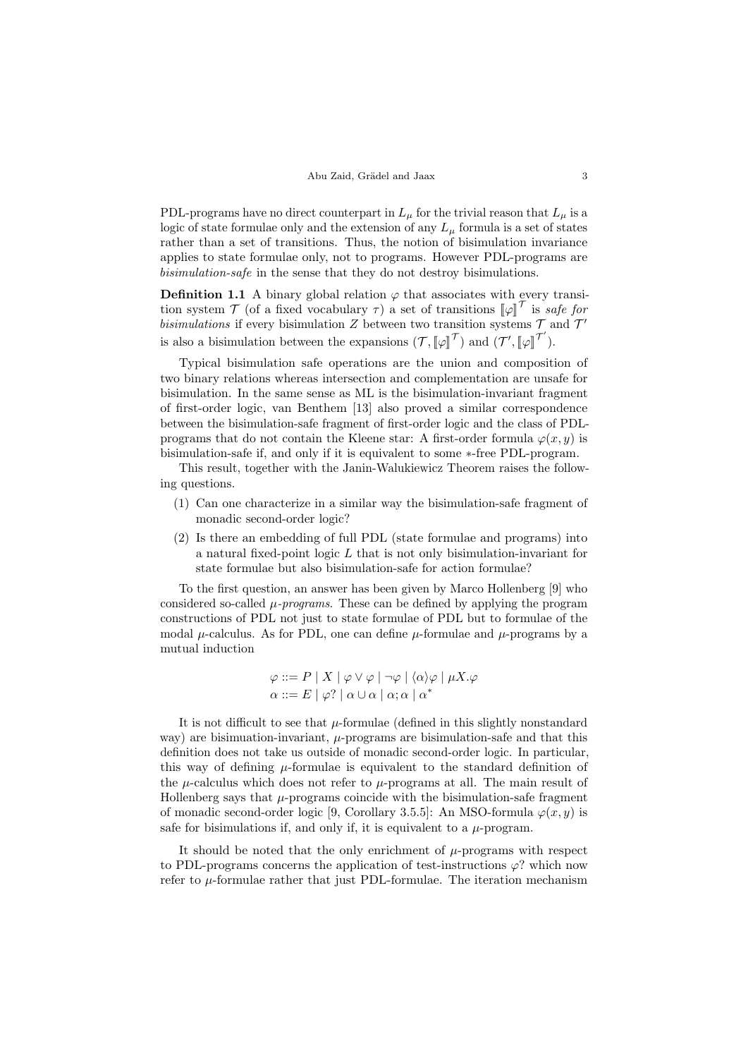PDL-programs have no direct counterpart in $L_\mu$ for the trivial reason that $L_\mu$ is a logic of state formulae only and the extension of any $L_\mu$ formula is a set of states rather than a set of transitions. Thus, the notion of bisimulation invariance applies to state formulae only, not to programs. However PDL-programs are *bisimulation-safe* in the sense that they do not destroy bisimulations.

**Definition 1.1** A binary global relation $\varphi$ that associates with every transition system $\mathcal{T}$ (of a fixed vocabulary $\tau$) a set of transitions $[\![\varphi]\!]^{\mathcal{T}}$ is *safe for bisimulations* if every bisimulation $Z$ between two transition systems $\mathcal{T}$ and $\mathcal{T}'$ is also a bisimulation between the expansions $(\mathcal{T}, [\![\varphi]\!]^{\mathcal{T}})$ and $(\mathcal{T}', [\![\varphi]\!]^{\mathcal{T}'})$.

Typical bisimulation safe operations are the union and composition of two binary relations whereas intersection and complementation are unsafe for bisimulation. In the same sense as ML is the bisimulation-invariant fragment of first-order logic, van Benthem [13] also proved a similar correspondence between the bisimulation-safe fragment of first-order logic and the class of PDL-programs that do not contain the Kleene star: A first-order formula $\varphi(x, y)$ is bisimulation-safe if, and only if it is equivalent to some $*$-free PDL-program.

This result, together with the Janin-Walukiewicz Theorem raises the following questions.

1. Can one characterize in a similar way the bisimulation-safe fragment of monadic second-order logic?
2. Is there an embedding of full PDL (state formulae and programs) into a natural fixed-point logic $L$ that is not only bisimulation-invariant for state formulae but also bisimulation-safe for action formulae?

To the first question, an answer has been given by Marco Hollenberg [9] who considered so-called *$\mu$-programs*. These can be defined by applying the program constructions of PDL not just to state formulae of PDL but to formulae of the modal $\mu$-calculus. As for PDL, one can define $\mu$-formulae and $\mu$-programs by a mutual induction

$$\varphi ::= P \mid X \mid \varphi \vee \varphi \mid \neg\varphi \mid \langle\alpha\rangle\varphi \mid \mu X.\varphi$$
$$\alpha ::= E \mid \varphi? \mid \alpha \cup \alpha \mid \alpha;\alpha \mid \alpha^*$$

It is not difficult to see that $\mu$-formulae (defined in this slightly nonstandard way) are bisimuation-invariant, $\mu$-programs are bisimulation-safe and that this definition does not take us outside of monadic second-order logic. In particular, this way of defining $\mu$-formulae is equivalent to the standard definition of the $\mu$-calculus which does not refer to $\mu$-programs at all. The main result of Hollenberg says that $\mu$-programs coincide with the bisimulation-safe fragment of monadic second-order logic [9, Corollary 3.5.5]: An MSO-formula $\varphi(x, y)$ is safe for bisimulations if, and only if, it is equivalent to a $\mu$-program.

It should be noted that the only enrichment of $\mu$-programs with respect to PDL-programs concerns the application of test-instructions $\varphi$? which now refer to $\mu$-formulae rather that just PDL-formulae. The iteration mechanism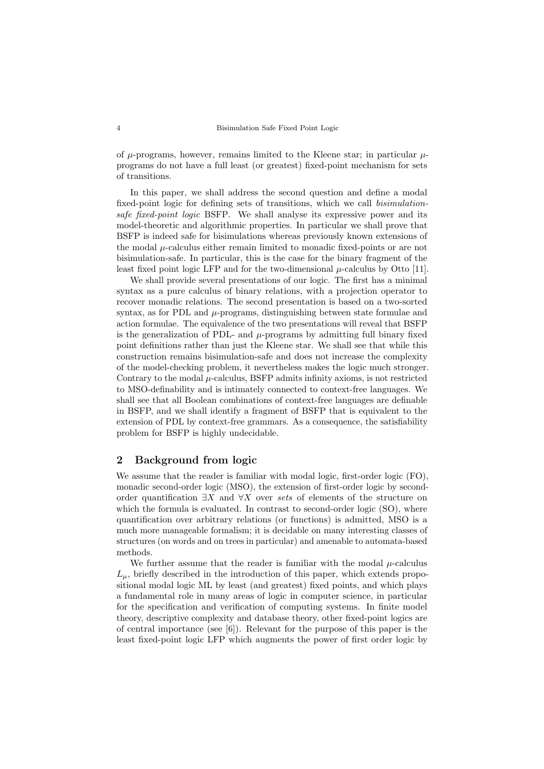of $\mu$-programs, however, remains limited to the Kleene star; in particular $\mu$-programs do not have a full least (or greatest) fixed-point mechanism for sets of transitions.

In this paper, we shall address the second question and define a modal fixed-point logic for defining sets of transitions, which we call *bisimulation-safe fixed-point logic* BSFP. We shall analyse its expressive power and its model-theoretic and algorithmic properties. In particular we shall prove that BSFP is indeed safe for bisimulations whereas previously known extensions of the modal $\mu$-calculus either remain limited to monadic fixed-points or are not bisimulation-safe. In particular, this is the case for the binary fragment of the least fixed point logic LFP and for the two-dimensional $\mu$-calculus by Otto [11].

We shall provide several presentations of our logic. The first has a minimal syntax as a pure calculus of binary relations, with a projection operator to recover monadic relations. The second presentation is based on a two-sorted syntax, as for PDL and $\mu$-programs, distinguishing between state formulae and action formulae. The equivalence of the two presentations will reveal that BSFP is the generalization of PDL- and $\mu$-programs by admitting full binary fixed point definitions rather than just the Kleene star. We shall see that while this construction remains bisimulation-safe and does not increase the complexity of the model-checking problem, it nevertheless makes the logic much stronger. Contrary to the modal $\mu$-calculus, BSFP admits infinity axioms, is not restricted to MSO-definability and is intimately connected to context-free languages. We shall see that all Boolean combinations of context-free languages are definable in BSFP, and we shall identify a fragment of BSFP that is equivalent to the extension of PDL by context-free grammars. As a consequence, the satisfiability problem for BSFP is highly undecidable.

## 2 Background from logic

We assume that the reader is familiar with modal logic, first-order logic (FO), monadic second-order logic (MSO), the extension of first-order logic by second-order quantification $\exists X$ and $\forall X$ over *sets* of elements of the structure on which the formula is evaluated. In contrast to second-order logic (SO), where quantification over arbitrary relations (or functions) is admitted, MSO is a much more manageable formalism; it is decidable on many interesting classes of structures (on words and on trees in particular) and amenable to automata-based methods.

We further assume that the reader is familiar with the modal $\mu$-calculus $L_\mu$, briefly described in the introduction of this paper, which extends propositional modal logic ML by least (and greatest) fixed points, and which plays a fundamental role in many areas of logic in computer science, in particular for the specification and verification of computing systems. In finite model theory, descriptive complexity and database theory, other fixed-point logics are of central importance (see [6]). Relevant for the purpose of this paper is the least fixed-point logic LFP which augments the power of first order logic by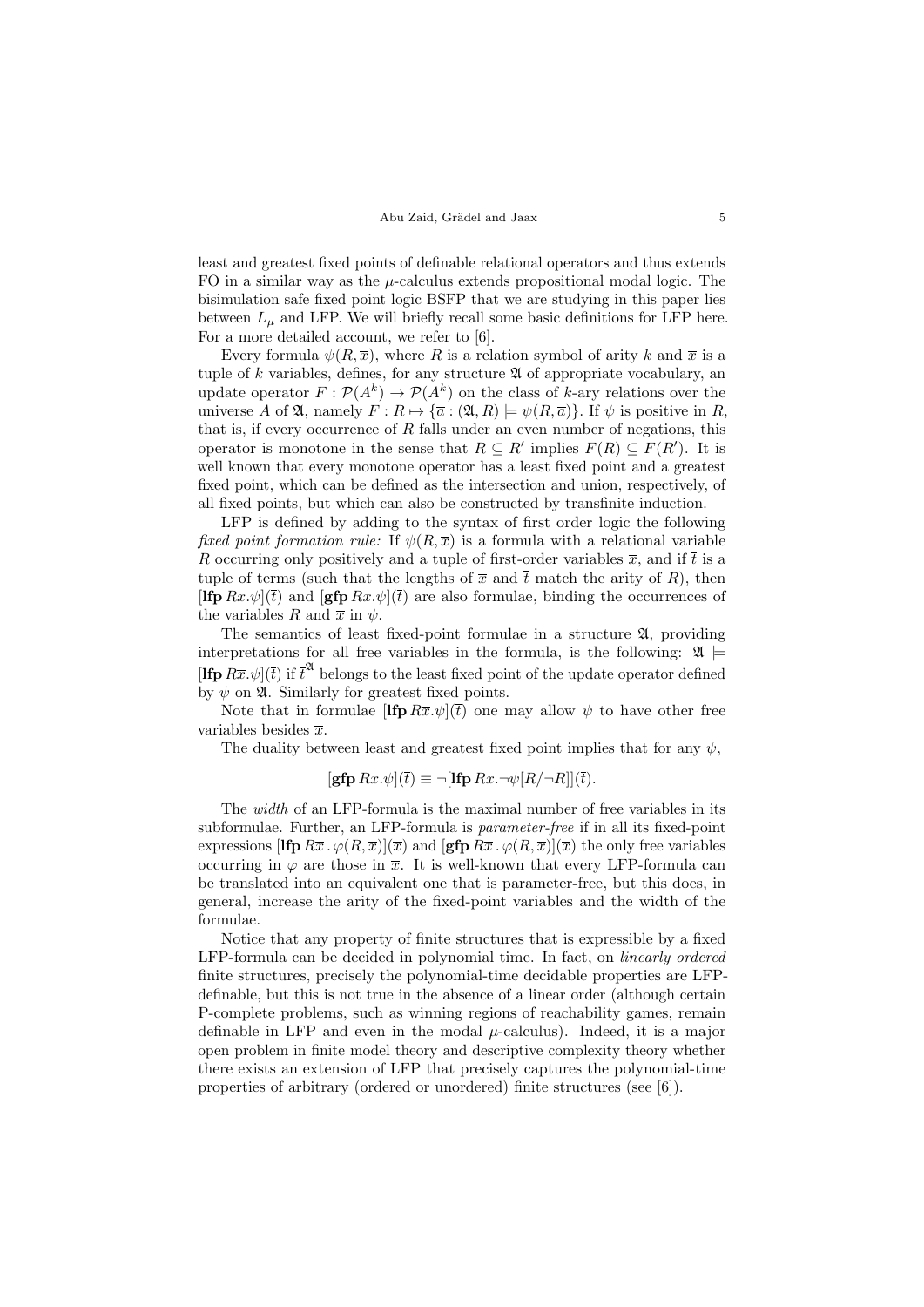least and greatest fixed points of definable relational operators and thus extends FO in a similar way as the $\mu$-calculus extends propositional modal logic. The bisimulation safe fixed point logic BSFP that we are studying in this paper lies between $L_\mu$ and LFP. We will briefly recall some basic definitions for LFP here. For a more detailed account, we refer to [6].

Every formula $\psi(R, \overline{x})$, where $R$ is a relation symbol of arity $k$ and $\overline{x}$ is a tuple of $k$ variables, defines, for any structure $\mathfrak{A}$ of appropriate vocabulary, an update operator $F : \mathcal{P}(A^k) \to \mathcal{P}(A^k)$ on the class of $k$-ary relations over the universe $A$ of $\mathfrak{A}$, namely $F : R \mapsto \{\overline{a} : (\mathfrak{A}, R) \models \psi(R, \overline{a})\}$. If $\psi$ is positive in $R$, that is, if every occurrence of $R$ falls under an even number of negations, this operator is monotone in the sense that $R \subseteq R'$ implies $F(R) \subseteq F(R')$. It is well known that every monotone operator has a least fixed point and a greatest fixed point, which can be defined as the intersection and union, respectively, of all fixed points, but which can also be constructed by transfinite induction.

LFP is defined by adding to the syntax of first order logic the following *fixed point formation rule:* If $\psi(R, \overline{x})$ is a formula with a relational variable $R$ occurring only positively and a tuple of first-order variables $\overline{x}$, and if $\overline{t}$ is a tuple of terms (such that the lengths of $\overline{x}$ and $\overline{t}$ match the arity of $R$), then $[\textbf{lfp}\, R\overline{x}.\psi](\overline{t})$ and $[\textbf{gfp}\, R\overline{x}.\psi](\overline{t})$ are also formulae, binding the occurrences of the variables $R$ and $\overline{x}$ in $\psi$.

The semantics of least fixed-point formulae in a structure $\mathfrak{A}$, providing interpretations for all free variables in the formula, is the following: $\mathfrak{A} \models [\textbf{lfp}\, R\overline{x}.\psi](\overline{t})$ if $\overline{t}^{\mathfrak{A}}$ belongs to the least fixed point of the update operator defined by $\psi$ on $\mathfrak{A}$. Similarly for greatest fixed points.

Note that in formulae $[\textbf{lfp}\, R\overline{x}.\psi](\overline{t})$ one may allow $\psi$ to have other free variables besides $\overline{x}$.

The duality between least and greatest fixed point implies that for any $\psi$,

$$[\textbf{gfp}\, R\overline{x}.\psi](\overline{t}) \equiv \neg[\textbf{lfp}\, R\overline{x}.\neg\psi[R/\neg R]](\overline{t}).$$

The *width* of an LFP-formula is the maximal number of free variables in its subformulae. Further, an LFP-formula is *parameter-free* if in all its fixed-point expressions $[\textbf{lfp}\, R\overline{x}\,.\, \varphi(R, \overline{x})](\overline{x})$ and $[\textbf{gfp}\, R\overline{x}\,.\, \varphi(R, \overline{x})](\overline{x})$ the only free variables occurring in $\varphi$ are those in $\overline{x}$. It is well-known that every LFP-formula can be translated into an equivalent one that is parameter-free, but this does, in general, increase the arity of the fixed-point variables and the width of the formulae.

Notice that any property of finite structures that is expressible by a fixed LFP-formula can be decided in polynomial time. In fact, on *linearly ordered* finite structures, precisely the polynomial-time decidable properties are LFP-definable, but this is not true in the absence of a linear order (although certain P-complete problems, such as winning regions of reachability games, remain definable in LFP and even in the modal $\mu$-calculus). Indeed, it is a major open problem in finite model theory and descriptive complexity theory whether there exists an extension of LFP that precisely captures the polynomial-time properties of arbitrary (ordered or unordered) finite structures (see [6]).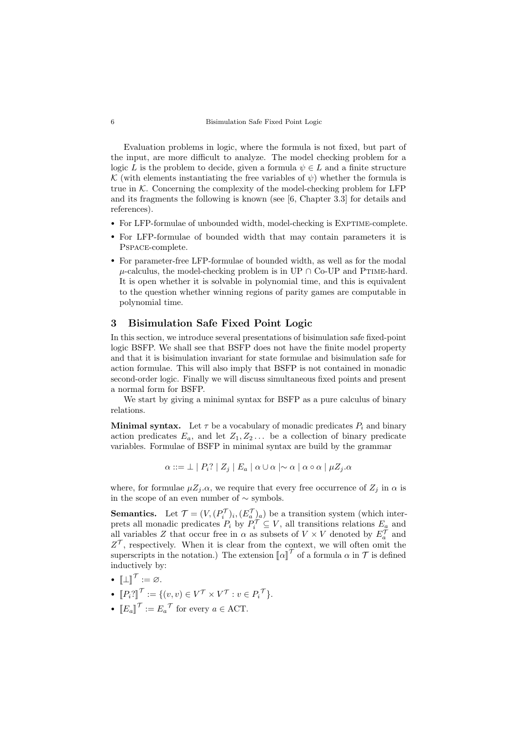Evaluation problems in logic, where the formula is not fixed, but part of the input, are more difficult to analyze. The model checking problem for a logic $L$ is the problem to decide, given a formula $\psi \in L$ and a finite structure $\mathcal{K}$ (with elements instantiating the free variables of $\psi$) whether the formula is true in $\mathcal{K}$. Concerning the complexity of the model-checking problem for LFP and its fragments the following is known (see [6, Chapter 3.3] for details and references).

- For LFP-formulae of unbounded width, model-checking is Exptime-complete.
- For LFP-formulae of bounded width that may contain parameters it is Pspace-complete.
- For parameter-free LFP-formulae of bounded width, as well as for the modal $\mu$-calculus, the model-checking problem is in UP $\cap$ Co-UP and Ptime-hard. It is open whether it is solvable in polynomial time, and this is equivalent to the question whether winning regions of parity games are computable in polynomial time.

## 3 Bisimulation Safe Fixed Point Logic

In this section, we introduce several presentations of bisimulation safe fixed-point logic BSFP. We shall see that BSFP does not have the finite model property and that it is bisimulation invariant for state formulae and bisimulation safe for action formulae. This will also imply that BSFP is not contained in monadic second-order logic. Finally we will discuss simultaneous fixed points and present a normal form for BSFP.

We start by giving a minimal syntax for BSFP as a pure calculus of binary relations.

**Minimal syntax.** Let $\tau$ be a vocabulary of monadic predicates $P_i$ and binary action predicates $E_a$, and let $Z_1, Z_2 \dots$ be a collection of binary predicate variables. Formulae of BSFP in minimal syntax are build by the grammar

$$\alpha ::= \bot \mid P_i? \mid Z_j \mid E_a \mid \alpha \cup \alpha \mid \sim \alpha \mid \alpha \circ \alpha \mid \mu Z_j.\alpha$$

where, for formulae $\mu Z_j.\alpha$, we require that every free occurrence of $Z_j$ in $\alpha$ is in the scope of an even number of $\sim$ symbols.

**Semantics.** Let $\mathcal{T} = (V, (P_i^{\mathcal{T}})_i, (E_a^{\mathcal{T}})_a)$ be a transition system (which interprets all monadic predicates $P_i$ by $P_i^{\mathcal{T}} \subseteq V$, all transitions relations $E_a$ and all variables $Z$ that occur free in $\alpha$ as subsets of $V \times V$ denoted by $E_a^{\mathcal{T}}$ and $Z^{\mathcal{T}}$, respectively. When it is clear from the context, we will often omit the superscripts in the notation.) The extension $[\![\alpha]\!]^{\mathcal{T}}$ of a formula $\alpha$ in $\mathcal{T}$ is defined inductively by:

- $[\![\bot]\!]^{\mathcal{T}} := \varnothing$.
- $[\![P_i?]\!]^{\mathcal{T}} := \{(v, v) \in V^{\mathcal{T}} \times V^{\mathcal{T}} : v \in P_i^{\mathcal{T}}\}$.
- $[\![E_a]\!]^{\mathcal{T}} := E_a^{\mathcal{T}}$ for every $a \in \mathrm{ACT}$.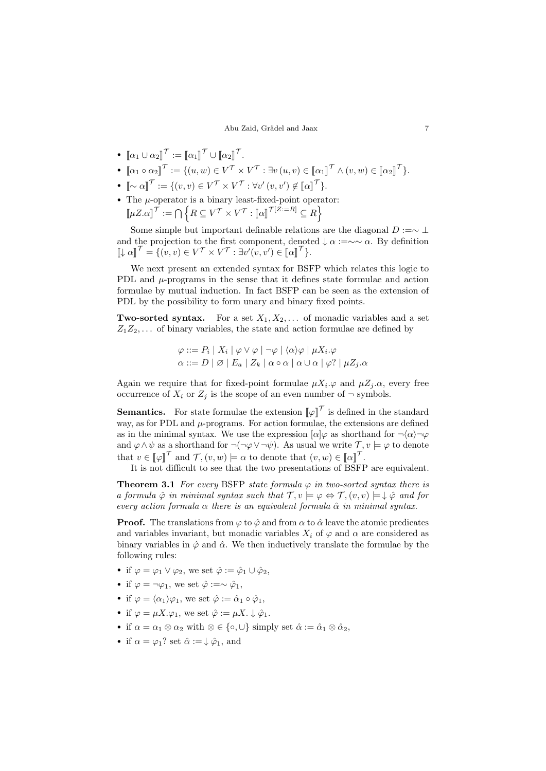- $[\![\alpha_1 \cup \alpha_2]\!]^{\mathcal{T}} := [\![\alpha_1]\!]^{\mathcal{T}} \cup [\![\alpha_2]\!]^{\mathcal{T}}$.
- $[\![\alpha_1 \circ \alpha_2]\!]^{\mathcal{T}} := \{(u,w) \in V^{\mathcal{T}} \times V^{\mathcal{T}} : \exists v\, (u,v) \in [\![\alpha_1]\!]^{\mathcal{T}} \wedge (v,w) \in [\![\alpha_2]\!]^{\mathcal{T}}\}$.
- $[\![\sim \alpha]\!]^{\mathcal{T}} := \{(v,v) \in V^{\mathcal{T}} \times V^{\mathcal{T}} : \forall v'\, (v,v') \notin [\![\alpha]\!]^{\mathcal{T}}\}$.
- The $\mu$-operator is a binary least-fixed-point operator: $[\![\mu Z.\alpha]\!]^{\mathcal{T}} := \bigcap \left\{ R \subseteq V^{\mathcal{T}} \times V^{\mathcal{T}} : [\![\alpha]\!]^{\mathcal{T}[Z:=R]} \subseteq R \right\}$

Some simple but important definable relations are the diagonal $D := \sim \bot$ and the projection to the first component, denoted $\downarrow \alpha := \sim\sim \alpha$. By definition $[\![\downarrow \alpha]\!]^{\mathcal{T}} = \{(v,v) \in V^{\mathcal{T}} \times V^{\mathcal{T}} : \exists v'(v,v') \in [\![\alpha]\!]^{\mathcal{T}}\}$.

We next present an extended syntax for BSFP which relates this logic to PDL and $\mu$-programs in the sense that it defines state formulae and action formulae by mutual induction. In fact BSFP can be seen as the extension of PDL by the possibility to form unary and binary fixed points.

**Two-sorted syntax.** For a set $X_1, X_2, \dots$ of monadic variables and a set $Z_1 Z_2, \dots$ of binary variables, the state and action formulae are defined by

$$\varphi ::= P_i \mid X_i \mid \varphi \vee \varphi \mid \neg\varphi \mid \langle\alpha\rangle\varphi \mid \mu X_i.\varphi$$
$$\alpha ::= D \mid \varnothing \mid E_a \mid Z_k \mid \alpha \circ \alpha \mid \alpha \cup \alpha \mid \varphi? \mid \mu Z_j.\alpha$$

Again we require that for fixed-point formulae $\mu X_i.\varphi$ and $\mu Z_j.\alpha$, every free occurrence of $X_i$ or $Z_j$ is the scope of an even number of $\neg$ symbols.

**Semantics.** For state formulae the extension $[\![\varphi]\!]^{\mathcal{T}}$ is defined in the standard way, as for PDL and $\mu$-programs. For action formulae, the extensions are defined as in the minimal syntax. We use the expression $[\alpha]\varphi$ as shorthand for $\neg\langle\alpha\rangle\neg\varphi$ and $\varphi \wedge \psi$ as a shorthand for $\neg(\neg\varphi \vee \neg\psi)$. As usual we write $\mathcal{T}, v \models \varphi$ to denote that $v \in [\![\varphi]\!]^{\mathcal{T}}$ and $\mathcal{T}, (v,w) \models \alpha$ to denote that $(v,w) \in [\![\alpha]\!]^{\mathcal{T}}$.

It is not difficult to see that the two presentations of BSFP are equivalent.

**Theorem 3.1** *For every* BSFP *state formula $\varphi$ in two-sorted syntax there is a formula $\hat{\varphi}$ in minimal syntax such that $\mathcal{T}, v \models \varphi \Leftrightarrow \mathcal{T}, (v,v) \models \downarrow \hat{\varphi}$ and for every action formula $\alpha$ there is an equivalent formula $\hat{\alpha}$ in minimal syntax.*

**Proof.** The translations from $\varphi$ to $\hat{\varphi}$ and from $\alpha$ to $\hat{\alpha}$ leave the atomic predicates and variables invariant, but monadic variables $X_i$ of $\varphi$ and $\alpha$ are considered as binary variables in $\hat{\varphi}$ and $\hat{\alpha}$. We then inductively translate the formulae by the following rules:

- if $\varphi = \varphi_1 \vee \varphi_2$, we set $\hat{\varphi} := \hat{\varphi}_1 \cup \hat{\varphi}_2$,
- if $\varphi = \neg\varphi_1$, we set $\hat{\varphi} := \sim \hat{\varphi}_1$,
- if $\varphi = \langle\alpha_1\rangle\varphi_1$, we set $\hat{\varphi} := \hat{\alpha}_1 \circ \hat{\varphi}_1$,
- if $\varphi = \mu X.\varphi_1$, we set $\hat{\varphi} := \mu X. \downarrow \hat{\varphi}_1$.
- if $\alpha = \alpha_1 \otimes \alpha_2$ with $\otimes \in \{\circ, \cup\}$ simply set $\hat{\alpha} := \hat{\alpha}_1 \otimes \hat{\alpha}_2$,
- if $\alpha = \varphi_1?$ set $\hat{\alpha} := \downarrow \hat{\varphi}_1$, and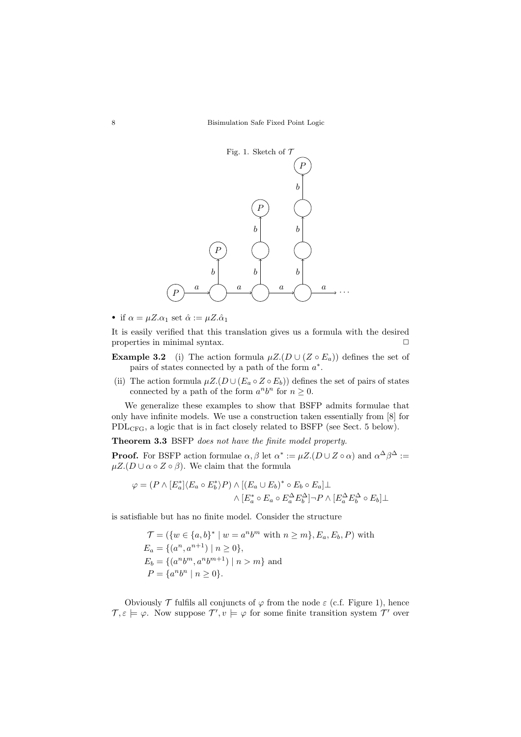Fig. 1. Sketch of $\mathcal{T}$

- if $\alpha = \mu Z.\alpha_1$ set $\hat{\alpha} := \mu Z.\hat{\alpha}_1$

It is easily verified that this translation gives us a formula with the desired properties in minimal syntax. □

**Example 3.2** (i) The action formula $\mu Z.(D \cup (Z \circ E_a))$ defines the set of pairs of states connected by a path of the form $a^*$.

(ii) The action formula $\mu Z.(D \cup (E_a \circ Z \circ E_b))$ defines the set of pairs of states connected by a path of the form $a^n b^n$ for $n \geq 0$.

We generalize these examples to show that BSFP admits formulae that only have infinite models. We use a construction taken essentially from [8] for $\mathrm{PDL}_{\mathrm{CFG}}$, a logic that is in fact closely related to BSFP (see Sect. 5 below).

**Theorem 3.3** BSFP *does not have the finite model property.*

**Proof.** For BSFP action formulae $\alpha, \beta$ let $\alpha^* := \mu Z.(D \cup Z \circ \alpha)$ and $\alpha^\Delta \beta^\Delta := \mu Z.(D \cup \alpha \circ Z \circ \beta)$. We claim that the formula

$$\varphi = (P \wedge [E_a^*]\langle E_a \circ E_b^* \rangle P) \wedge [(E_a \cup E_b)^* \circ E_b \circ E_a]\bot \\ \wedge [E_a^* \circ E_a \circ E_a^\Delta E_b^\Delta]\neg P \wedge [E_a^\Delta E_b^\Delta \circ E_b]\bot$$

is satisfiable but has no finite model. Consider the structure

$$\mathcal{T} = (\{w \in \{a,b\}^* \mid w = a^n b^m \text{ with } n \geq m\}, E_a, E_b, P) \text{ with}$$
$$E_a = \{(a^n, a^{n+1}) \mid n \geq 0\},$$
$$E_b = \{(a^n b^m, a^n b^{m+1}) \mid n > m\} \text{ and}$$
$$P = \{a^n b^n \mid n \geq 0\}.$$

Obviously $\mathcal{T}$ fulfils all conjuncts of $\varphi$ from the node $\varepsilon$ (c.f. Figure 1), hence $\mathcal{T}, \varepsilon \models \varphi$. Now suppose $\mathcal{T}', v \models \varphi$ for some finite transition system $\mathcal{T}'$ over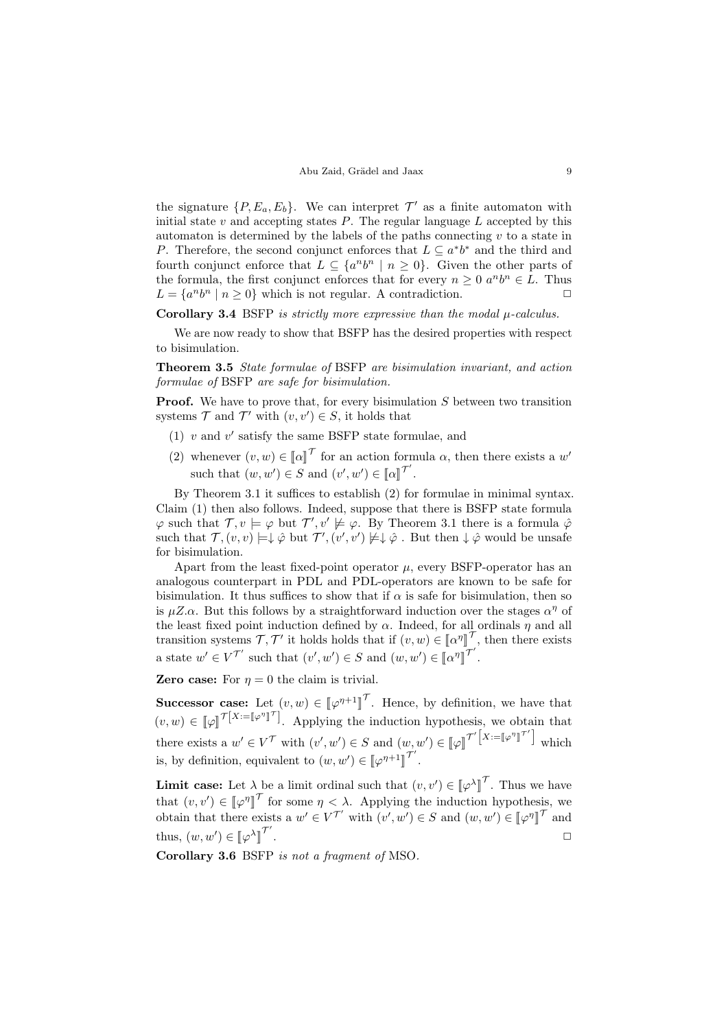the signature $\{P, E_a, E_b\}$. We can interpret $\mathcal{T}'$ as a finite automaton with initial state $v$ and accepting states $P$. The regular language $L$ accepted by this automaton is determined by the labels of the paths connecting $v$ to a state in $P$. Therefore, the second conjunct enforces that $L \subseteq a^*b^*$ and the third and fourth conjunct enforce that $L \subseteq \{a^n b^n \mid n \geq 0\}$. Given the other parts of the formula, the first conjunct enforces that for every $n \geq 0$ $a^n b^n \in L$. Thus $L = \{a^n b^n \mid n \geq 0\}$ which is not regular. A contradiction. □

**Corollary 3.4** *BSFP is strictly more expressive than the modal $\mu$-calculus.*

We are now ready to show that BSFP has the desired properties with respect to bisimulation.

**Theorem 3.5** *State formulae of BSFP are bisimulation invariant, and action formulae of BSFP are safe for bisimulation.*

**Proof.** We have to prove that, for every bisimulation $S$ between two transition systems $\mathcal{T}$ and $\mathcal{T}'$ with $(v, v') \in S$, it holds that

(1) $v$ and $v'$ satisfy the same BSFP state formulae, and

(2) whenever $(v, w) \in [\![\alpha]\!]^{\mathcal{T}}$ for an action formula $\alpha$, then there exists a $w'$ such that $(w, w') \in S$ and $(v', w') \in [\![\alpha]\!]^{\mathcal{T}'}$.

By Theorem 3.1 it suffices to establish (2) for formulae in minimal syntax. Claim (1) then also follows. Indeed, suppose that there is BSFP state formula $\varphi$ such that $\mathcal{T}, v \models \varphi$ but $\mathcal{T}', v' \not\models \varphi$. By Theorem 3.1 there is a formula $\hat{\varphi}$ such that $\mathcal{T}, (v, v) \models \downarrow \hat{\varphi}$ but $\mathcal{T}', (v', v') \not\models \downarrow \hat{\varphi}$ . But then $\downarrow \hat{\varphi}$ would be unsafe for bisimulation.

Apart from the least fixed-point operator $\mu$, every BSFP-operator has an analogous counterpart in PDL and PDL-operators are known to be safe for bisimulation. It thus suffices to show that if $\alpha$ is safe for bisimulation, then so is $\mu Z.\alpha$. But this follows by a straightforward induction over the stages $\alpha^\eta$ of the least fixed point induction defined by $\alpha$. Indeed, for all ordinals $\eta$ and all transition systems $\mathcal{T}, \mathcal{T}'$ it holds holds that if $(v, w) \in [\![\alpha^\eta]\!]^{\mathcal{T}}$, then there exists a state $w' \in V^{\mathcal{T}'}$ such that $(v', w') \in S$ and $(w, w') \in [\![\alpha^\eta]\!]^{\mathcal{T}'}$.

**Zero case:** For $\eta = 0$ the claim is trivial.

**Successor case:** Let $(v, w) \in [\![\varphi^{\eta+1}]\!]^{\mathcal{T}}$. Hence, by definition, we have that $(v, w) \in [\![\varphi]\!]^{\mathcal{T}[X := [\![\varphi^\eta]\!]^{\mathcal{T}}]}$. Applying the induction hypothesis, we obtain that there exists a $w' \in V^{\mathcal{T}}$ with $(v', w') \in S$ and $(w, w') \in [\![\varphi]\!]^{\mathcal{T}'[X := [\![\varphi^\eta]\!]^{\mathcal{T}'}]}$ which is, by definition, equivalent to $(w, w') \in [\![\varphi^{\eta+1}]\!]^{\mathcal{T}'}$.

**Limit case:** Let $\lambda$ be a limit ordinal such that $(v, v') \in [\![\varphi^\lambda]\!]^{\mathcal{T}}$. Thus we have that $(v, v') \in [\![\varphi^\eta]\!]^{\mathcal{T}}$ for some $\eta < \lambda$. Applying the induction hypothesis, we obtain that there exists a $w' \in V^{\mathcal{T}'}$ with $(v', w') \in S$ and $(w, w') \in [\![\varphi^\eta]\!]^{\mathcal{T}}$ and thus, $(w, w') \in [\![\varphi^\lambda]\!]^{\mathcal{T}'}$. □

**Corollary 3.6** *BSFP is not a fragment of MSO.*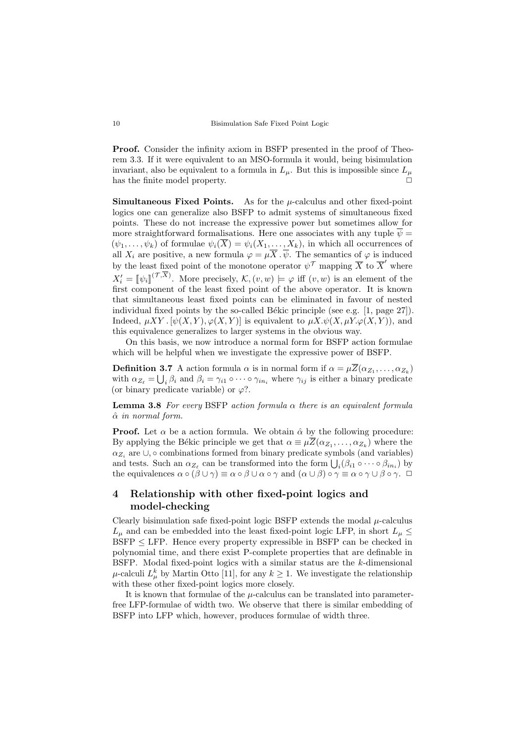**Proof.** Consider the infinity axiom in BSFP presented in the proof of Theorem 3.3. If it were equivalent to an MSO-formula it would, being bisimulation invariant, also be equivalent to a formula in $L_\mu$. But this is impossible since $L_\mu$ has the finite model property. $\Box$

**Simultaneous Fixed Points.** As for the $\mu$-calculus and other fixed-point logics one can generalize also BSFP to admit systems of simultaneous fixed points. These do not increase the expressive power but sometimes allow for more straightforward formalisations. Here one associates with any tuple $\overline{\psi} = (\psi_1, \ldots, \psi_k)$ of formulae $\psi_i(\overline{X}) = \psi_i(X_1, \ldots, X_k)$, in which all occurrences of all $X_i$ are positive, a new formula $\varphi = \mu\overline{X} \,.\, \overline{\psi}$. The semantics of $\varphi$ is induced by the least fixed point of the monotone operator $\psi^{\mathcal{T}}$ mapping $\overline{X}$ to $\overline{X}'$ where $X_i' = [\![\psi_i]\!]^{(\mathcal{T}, \overline{X})}$. More precisely, $\mathcal{K}, (v, w) \models \varphi$ iff $(v, w)$ is an element of the first component of the least fixed point of the above operator. It is known that simultaneous least fixed points can be eliminated in favour of nested individual fixed points by the so-called Békic principle (see e.g. [1, page 27]). Indeed, $\mu XY \,.\, [\psi(X,Y), \varphi(X,Y)]$ is equivalent to $\mu X.\psi(X, \mu Y.\varphi(X,Y))$, and this equivalence generalizes to larger systems in the obvious way.

On this basis, we now introduce a normal form for BSFP action formulae which will be helpful when we investigate the expressive power of BSFP.

**Definition 3.7** A action formula $\alpha$ is in normal form if $\alpha = \mu\overline{Z}(\alpha_{Z_1}, \ldots, \alpha_{Z_k})$ with $\alpha_{Z_\ell} = \bigcup_i \beta_i$ and $\beta_i = \gamma_{i1} \circ \cdots \circ \gamma_{in_i}$ where $\gamma_{ij}$ is either a binary predicate (or binary predicate variable) or $\varphi?$.

**Lemma 3.8** *For every* BSFP *action formula $\alpha$ there is an equivalent formula $\hat{\alpha}$ in normal form.*

**Proof.** Let $\alpha$ be a action formula. We obtain $\hat{\alpha}$ by the following procedure: By applying the Békic principle we get that $\alpha \equiv \mu\overline{Z}(\alpha_{Z_1}, \ldots, \alpha_{Z_k})$ where the $\alpha_{Z_i}$ are $\cup, \circ$ combinations formed from binary predicate symbols (and variables) and tests. Such an $\alpha_{Z_\ell}$ can be transformed into the form $\bigcup_i(\beta_{i1} \circ \cdots \circ \beta_{in_i})$ by the equivalences $\alpha \circ (\beta \cup \gamma) \equiv \alpha \circ \beta \cup \alpha \circ \gamma$ and $(\alpha \cup \beta) \circ \gamma \equiv \alpha \circ \gamma \cup \beta \circ \gamma$. $\Box$

## 4 Relationship with other fixed-point logics and model-checking

Clearly bisimulation safe fixed-point logic BSFP extends the modal $\mu$-calculus $L_\mu$ and can be embedded into the least fixed-point logic LFP, in short $L_\mu \leq$ BSFP $\leq$ LFP. Hence every property expressible in BSFP can be checked in polynomial time, and there exist P-complete properties that are definable in BSFP. Modal fixed-point logics with a similar status are the $k$-dimensional $\mu$-calculi $L_\mu^k$ by Martin Otto [11], for any $k \geq 1$. We investigate the relationship with these other fixed-point logics more closely.

It is known that formulae of the $\mu$-calculus can be translated into parameter-free LFP-formulae of width two. We observe that there is similar embedding of BSFP into LFP which, however, produces formulae of width three.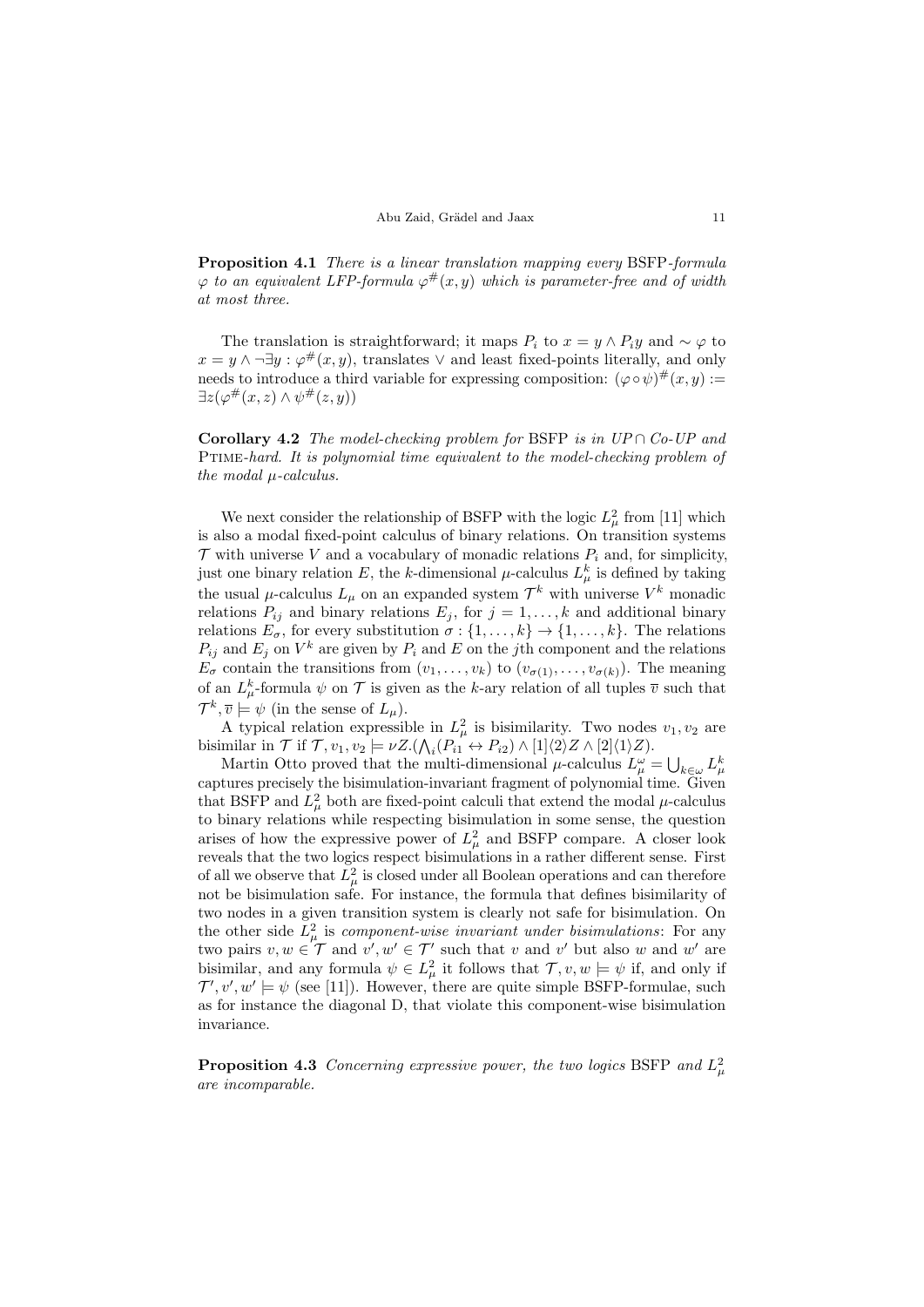**Proposition 4.1** *There is a linear translation mapping every* BSFP*-formula $\varphi$ to an equivalent LFP-formula $\varphi^{\#}(x, y)$ which is parameter-free and of width at most three.*

The translation is straightforward; it maps $P_i$ to $x = y \wedge P_i y$ and $\sim \varphi$ to $x = y \wedge \neg \exists y : \varphi^{\#}(x, y)$, translates $\vee$ and least fixed-points literally, and only needs to introduce a third variable for expressing composition: $(\varphi \circ \psi)^{\#}(x, y) := \exists z(\varphi^{\#}(x, z) \wedge \psi^{\#}(z, y))$

**Corollary 4.2** *The model-checking problem for* BSFP *is in UP $\cap$ Co-UP and* Ptime*-hard. It is polynomial time equivalent to the model-checking problem of the modal $\mu$-calculus.*

We next consider the relationship of BSFP with the logic $L^2_\mu$ from [11] which is also a modal fixed-point calculus of binary relations. On transition systems $\mathcal{T}$ with universe $V$ and a vocabulary of monadic relations $P_i$ and, for simplicity, just one binary relation $E$, the $k$-dimensional $\mu$-calculus $L^k_\mu$ is defined by taking the usual $\mu$-calculus $L_\mu$ on an expanded system $\mathcal{T}^k$ with universe $V^k$ monadic relations $P_{ij}$ and binary relations $E_j$, for $j = 1, \ldots, k$ and additional binary relations $E_\sigma$, for every substitution $\sigma : \{1, \ldots, k\} \to \{1, \ldots, k\}$. The relations $P_{ij}$ and $E_j$ on $V^k$ are given by $P_i$ and $E$ on the $j$th component and the relations $E_\sigma$ contain the transitions from $(v_1, \ldots, v_k)$ to $(v_{\sigma(1)}, \ldots, v_{\sigma(k)})$. The meaning of an $L^k_\mu$-formula $\psi$ on $\mathcal{T}$ is given as the $k$-ary relation of all tuples $\overline{v}$ such that $\mathcal{T}^k, \overline{v} \models \psi$ (in the sense of $L_\mu$).

A typical relation expressible in $L^2_\mu$ is bisimilarity. Two nodes $v_1, v_2$ are bisimilar in $\mathcal{T}$ if $\mathcal{T}, v_1, v_2 \models \nu Z.(\bigwedge_i (P_{i1} \leftrightarrow P_{i2}) \wedge [1]\langle 2 \rangle Z \wedge [2]\langle 1 \rangle Z)$.

Martin Otto proved that the multi-dimensional $\mu$-calculus $L^\omega_\mu = \bigcup_{k \in \omega} L^k_\mu$ captures precisely the bisimulation-invariant fragment of polynomial time. Given that BSFP and $L^2_\mu$ both are fixed-point calculi that extend the modal $\mu$-calculus to binary relations while respecting bisimulation in some sense, the question arises of how the expressive power of $L^2_\mu$ and BSFP compare. A closer look reveals that the two logics respect bisimulations in a rather different sense. First of all we observe that $L^2_\mu$ is closed under all Boolean operations and can therefore not be bisimulation safe. For instance, the formula that defines bisimilarity of two nodes in a given transition system is clearly not safe for bisimulation. On the other side $L^2_\mu$ is *component-wise invariant under bisimulations*: For any two pairs $v, w \in \mathcal{T}$ and $v', w' \in \mathcal{T}'$ such that $v$ and $v'$ but also $w$ and $w'$ are bisimilar, and any formula $\psi \in L^2_\mu$ it follows that $\mathcal{T}, v, w \models \psi$ if, and only if $\mathcal{T}', v', w' \models \psi$ (see [11]). However, there are quite simple BSFP-formulae, such as for instance the diagonal D, that violate this component-wise bisimulation invariance.

**Proposition 4.3** *Concerning expressive power, the two logics* BSFP *and $L^2_\mu$ are incomparable.*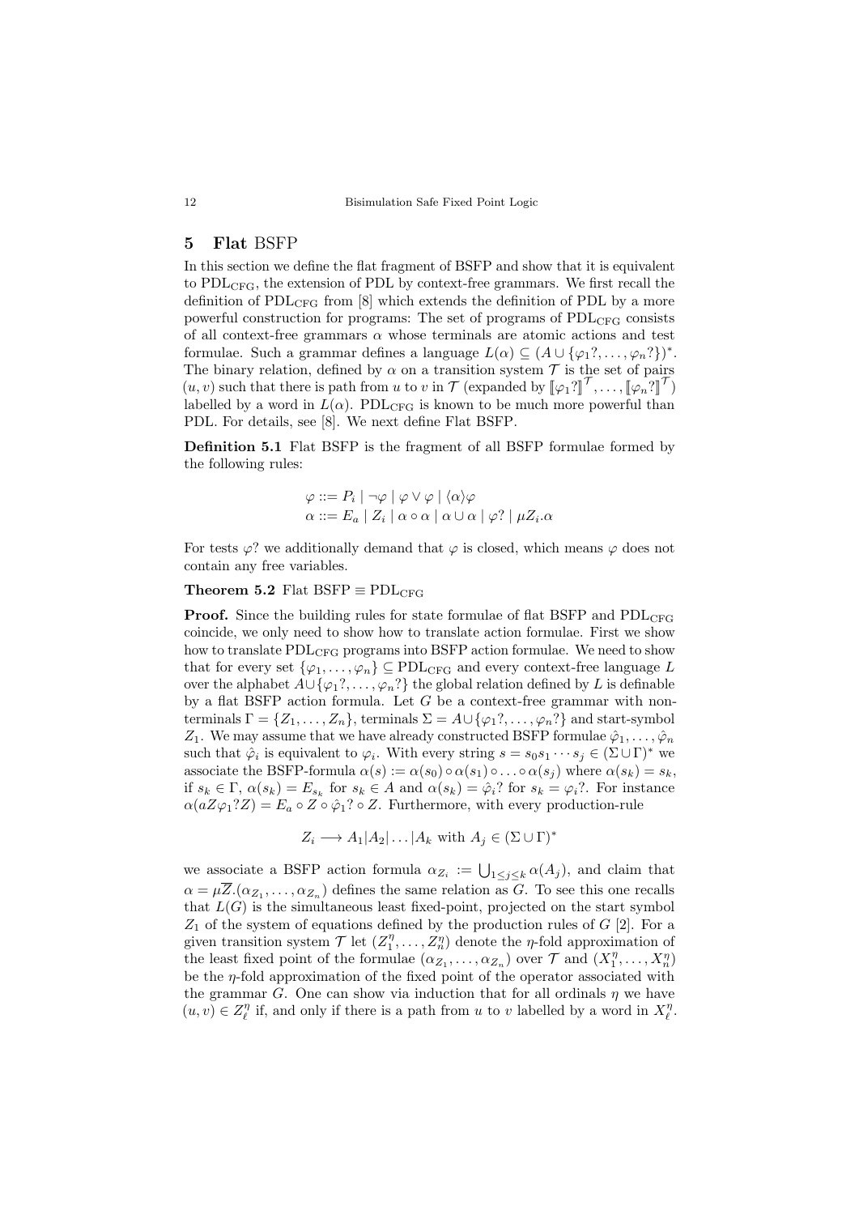## 5 Flat BSFP

In this section we define the flat fragment of BSFP and show that it is equivalent to $\mathrm{PDL}_{\mathrm{CFG}}$, the extension of PDL by context-free grammars. We first recall the definition of $\mathrm{PDL}_{\mathrm{CFG}}$ from [8] which extends the definition of PDL by a more powerful construction for programs: The set of programs of $\mathrm{PDL}_{\mathrm{CFG}}$ consists of all context-free grammars $\alpha$ whose terminals are atomic actions and test formulae. Such a grammar defines a language $L(\alpha) \subseteq (A \cup \{\varphi_1?, \ldots, \varphi_n?\})^*$. The binary relation, defined by $\alpha$ on a transition system $\mathcal{T}$ is the set of pairs $(u, v)$ such that there is path from $u$ to $v$ in $\mathcal{T}$ (expanded by $[\![\varphi_1?]\!]^{\mathcal{T}}, \ldots, [\![\varphi_n?]\!]^{\mathcal{T}}$) labelled by a word in $L(\alpha)$. $\mathrm{PDL}_{\mathrm{CFG}}$ is known to be much more powerful than PDL. For details, see [8]. We next define Flat BSFP.

**Definition 5.1** Flat BSFP is the fragment of all BSFP formulae formed by the following rules:

$$\varphi ::= P_i \mid \neg\varphi \mid \varphi \vee \varphi \mid \langle\alpha\rangle\varphi$$
$$\alpha ::= E_a \mid Z_i \mid \alpha \circ \alpha \mid \alpha \cup \alpha \mid \varphi? \mid \mu Z_i.\alpha$$

For tests $\varphi?$ we additionally demand that $\varphi$ is closed, which means $\varphi$ does not contain any free variables.

**Theorem 5.2** Flat BSFP $\equiv \mathrm{PDL}_{\mathrm{CFG}}$

**Proof.** Since the building rules for state formulae of flat BSFP and $\mathrm{PDL}_{\mathrm{CFG}}$ coincide, we only need to show how to translate action formulae. First we show how to translate $\mathrm{PDL}_{\mathrm{CFG}}$ programs into BSFP action formulae. We need to show that for every set $\{\varphi_1, \ldots, \varphi_n\} \subseteq \mathrm{PDL}_{\mathrm{CFG}}$ and every context-free language $L$ over the alphabet $A \cup \{\varphi_1?, \ldots, \varphi_n?\}$ the global relation defined by $L$ is definable by a flat BSFP action formula. Let $G$ be a context-free grammar with non-terminals $\Gamma = \{Z_1, \ldots, Z_n\}$, terminals $\Sigma = A \cup \{\varphi_1?, \ldots, \varphi_n?\}$ and start-symbol $Z_1$. We may assume that we have already constructed BSFP formulae $\hat{\varphi}_1, \ldots, \hat{\varphi}_n$ such that $\hat{\varphi}_i$ is equivalent to $\varphi_i$. With every string $s = s_0 s_1 \cdots s_j \in (\Sigma \cup \Gamma)^*$ we associate the BSFP-formula $\alpha(s) := \alpha(s_0) \circ \alpha(s_1) \circ \ldots \circ \alpha(s_j)$ where $\alpha(s_k) = s_k$, if $s_k \in \Gamma$, $\alpha(s_k) = E_{s_k}$ for $s_k \in A$ and $\alpha(s_k) = \hat{\varphi}_i?$ for $s_k = \varphi_i?$. For instance $\alpha(aZ\varphi_1?Z) = E_a \circ Z \circ \hat{\varphi}_1? \circ Z$. Furthermore, with every production-rule

$$Z_i \longrightarrow A_1 | A_2 | \ldots | A_k \text{ with } A_j \in (\Sigma \cup \Gamma)^*$$

we associate a BSFP action formula $\alpha_{Z_i} := \bigcup_{1 \leq j \leq k} \alpha(A_j)$, and claim that $\alpha = \mu\overline{Z}.(\alpha_{Z_1}, \ldots, \alpha_{Z_n})$ defines the same relation as $G$. To see this one recalls that $L(G)$ is the simultaneous least fixed-point, projected on the start symbol $Z_1$ of the system of equations defined by the production rules of $G$ [2]. For a given transition system $\mathcal{T}$ let $(Z_1^\eta, \ldots, Z_n^\eta)$ denote the $\eta$-fold approximation of the least fixed point of the formulae $(\alpha_{Z_1}, \ldots, \alpha_{Z_n})$ over $\mathcal{T}$ and $(X_1^\eta, \ldots, X_n^\eta)$ be the $\eta$-fold approximation of the fixed point of the operator associated with the grammar $G$. One can show via induction that for all ordinals $\eta$ we have $(u, v) \in Z_\ell^\eta$ if, and only if there is a path from $u$ to $v$ labelled by a word in $X_\ell^\eta$.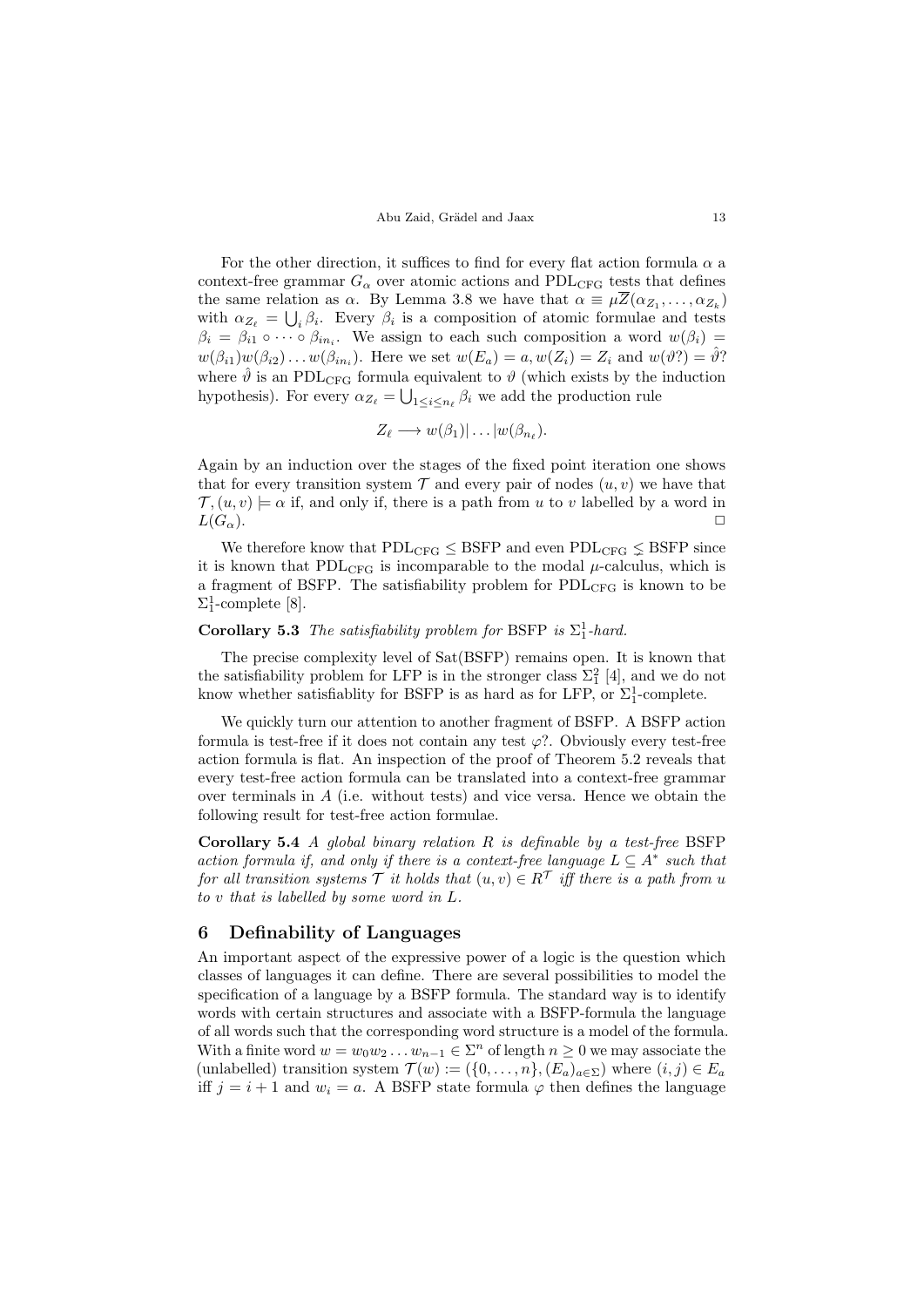For the other direction, it suffices to find for every flat action formula $\alpha$ a context-free grammar $G_\alpha$ over atomic actions and $\text{PDL}_{\text{CFG}}$ tests that defines the same relation as $\alpha$. By Lemma 3.8 we have that $\alpha \equiv \mu\overline{Z}(\alpha_{Z_1}, \ldots, \alpha_{Z_k})$ with $\alpha_{Z_\ell} = \bigcup_i \beta_i$. Every $\beta_i$ is a composition of atomic formulae and tests $\beta_i = \beta_{i1} \circ \cdots \circ \beta_{in_i}$. We assign to each such composition a word $w(\beta_i) = w(\beta_{i1})w(\beta_{i2}) \ldots w(\beta_{in_i})$. Here we set $w(E_a) = a, w(Z_i) = Z_i$ and $w(\vartheta?) = \hat{\vartheta}?$ where $\hat{\vartheta}$ is an $\text{PDL}_{\text{CFG}}$ formula equivalent to $\vartheta$ (which exists by the induction hypothesis). For every $\alpha_{Z_\ell} = \bigcup_{1 \le i \le n_\ell} \beta_i$ we add the production rule

$$Z_\ell \longrightarrow w(\beta_1)| \ldots |w(\beta_{n_\ell}).$$

Again by an induction over the stages of the fixed point iteration one shows that for every transition system $\mathcal{T}$ and every pair of nodes $(u, v)$ we have that $\mathcal{T}, (u, v) \models \alpha$ if, and only if, there is a path from $u$ to $v$ labelled by a word in $L(G_\alpha)$. □

We therefore know that $\text{PDL}_{\text{CFG}} \le \text{BSFP}$ and even $\text{PDL}_{\text{CFG}} \lneq \text{BSFP}$ since it is known that $\text{PDL}_{\text{CFG}}$ is incomparable to the modal $\mu$-calculus, which is a fragment of BSFP. The satisfiability problem for $\text{PDL}_{\text{CFG}}$ is known to be $\Sigma^1_1$-complete [8].

**Corollary 5.3** *The satisfiability problem for* BSFP *is* $\Sigma^1_1$*-hard.*

The precise complexity level of Sat(BSFP) remains open. It is known that the satisfiability problem for LFP is in the stronger class $\Sigma^2_1$ [4], and we do not know whether satisfiablity for BSFP is as hard as for LFP, or $\Sigma^1_1$-complete.

We quickly turn our attention to another fragment of BSFP. A BSFP action formula is test-free if it does not contain any test $\varphi?$. Obviously every test-free action formula is flat. An inspection of the proof of Theorem 5.2 reveals that every test-free action formula can be translated into a context-free grammar over terminals in $A$ (i.e. without tests) and vice versa. Hence we obtain the following result for test-free action formulae.

**Corollary 5.4** *A global binary relation $R$ is definable by a test-free* BSFP *action formula if, and only if there is a context-free language $L \subseteq A^*$ such that for all transition systems $\mathcal{T}$ it holds that $(u, v) \in R^{\mathcal{T}}$ iff there is a path from $u$ to $v$ that is labelled by some word in $L$.*

## 6 Definability of Languages

An important aspect of the expressive power of a logic is the question which classes of languages it can define. There are several possibilities to model the specification of a language by a BSFP formula. The standard way is to identify words with certain structures and associate with a BSFP-formula the language of all words such that the corresponding word structure is a model of the formula. With a finite word $w = w_0w_2 \ldots w_{n-1} \in \Sigma^n$ of length $n \ge 0$ we may associate the (unlabelled) transition system $\mathcal{T}(w) := (\{0, \ldots, n\}, (E_a)_{a\in\Sigma})$ where $(i, j) \in E_a$ iff $j = i + 1$ and $w_i = a$. A BSFP state formula $\varphi$ then defines the language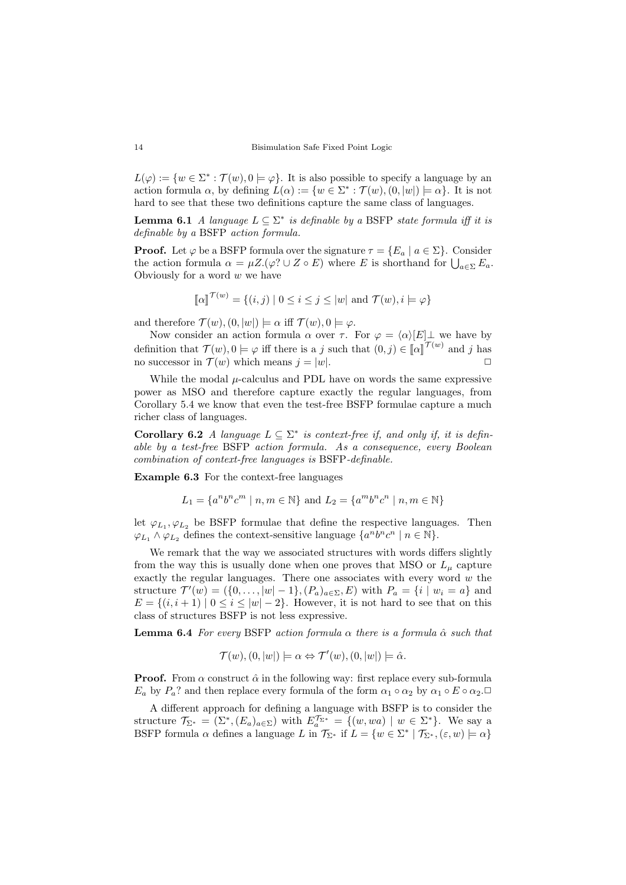$L(\varphi) := \{w \in \Sigma^* : \mathcal{T}(w), 0 \models \varphi\}$. It is also possible to specify a language by an action formula $\alpha$, by defining $L(\alpha) := \{w \in \Sigma^* : \mathcal{T}(w), (0, |w|) \models \alpha\}$. It is not hard to see that these two definitions capture the same class of languages.

**Lemma 6.1** *A language $L \subseteq \Sigma^*$ is definable by a* BSFP *state formula iff it is definable by a* BSFP *action formula.*

**Proof.** Let $\varphi$ be a BSFP formula over the signature $\tau = \{E_a \mid a \in \Sigma\}$. Consider the action formula $\alpha = \mu Z.(\varphi? \cup Z \circ E)$ where $E$ is shorthand for $\bigcup_{a\in\Sigma} E_a$. Obviously for a word $w$ we have

$$[\![\alpha]\!]^{\mathcal{T}(w)} = \{(i,j) \mid 0 \leq i \leq j \leq |w| \text{ and } \mathcal{T}(w), i \models \varphi\}$$

and therefore $\mathcal{T}(w), (0, |w|) \models \alpha$ iff $\mathcal{T}(w), 0 \models \varphi$.

Now consider an action formula $\alpha$ over $\tau$. For $\varphi = \langle\alpha\rangle[E]\bot$ we have by definition that $\mathcal{T}(w), 0 \models \varphi$ iff there is a $j$ such that $(0, j) \in [\![\alpha]\!]^{\mathcal{T}(w)}$ and $j$ has no successor in $\mathcal{T}(w)$ which means $j = |w|$. □

While the modal $\mu$-calculus and PDL have on words the same expressive power as MSO and therefore capture exactly the regular languages, from Corollary 5.4 we know that even the test-free BSFP formulae capture a much richer class of languages.

**Corollary 6.2** *A language $L \subseteq \Sigma^*$ is context-free if, and only if, it is definable by a test-free* BSFP *action formula. As a consequence, every Boolean combination of context-free languages is* BSFP*-definable.*

**Example 6.3** For the context-free languages

$$L_1 = \{a^n b^n c^m \mid n, m \in \mathbb{N}\} \text{ and } L_2 = \{a^m b^n c^n \mid n, m \in \mathbb{N}\}$$

let $\varphi_{L_1}, \varphi_{L_2}$ be BSFP formulae that define the respective languages. Then $\varphi_{L_1} \wedge \varphi_{L_2}$ defines the context-sensitive language $\{a^n b^n c^n \mid n \in \mathbb{N}\}$.

We remark that the way we associated structures with words differs slightly from the way this is usually done when one proves that MSO or $L_\mu$ capture exactly the regular languages. There one associates with every word $w$ the structure $\mathcal{T}'(w) = (\{0, \ldots, |w| - 1\}, (P_a)_{a\in\Sigma}, E)$ with $P_a = \{i \mid w_i = a\}$ and $E = \{(i, i + 1) \mid 0 \leq i \leq |w| - 2\}$. However, it is not hard to see that on this class of structures BSFP is not less expressive.

**Lemma 6.4** *For every* BSFP *action formula $\alpha$ there is a formula $\hat{\alpha}$ such that*

$$\mathcal{T}(w), (0, |w|) \models \alpha \Leftrightarrow \mathcal{T}'(w), (0, |w|) \models \hat{\alpha}.$$

**Proof.** From $\alpha$ construct $\hat{\alpha}$ in the following way: first replace every sub-formula $E_a$ by $P_a?$ and then replace every formula of the form $\alpha_1 \circ \alpha_2$ by $\alpha_1 \circ E \circ \alpha_2$. □

A different approach for defining a language with BSFP is to consider the structure $\mathcal{T}_{\Sigma^*} = (\Sigma^*, (E_a)_{a\in\Sigma})$ with $E_a^{\mathcal{T}_{\Sigma^*}} = \{(w, wa) \mid w \in \Sigma^*\}$. We say a BSFP formula $\alpha$ defines a language $L$ in $\mathcal{T}_{\Sigma^*}$ if $L = \{w \in \Sigma^* \mid \mathcal{T}_{\Sigma^*}, (\varepsilon, w) \models \alpha\}$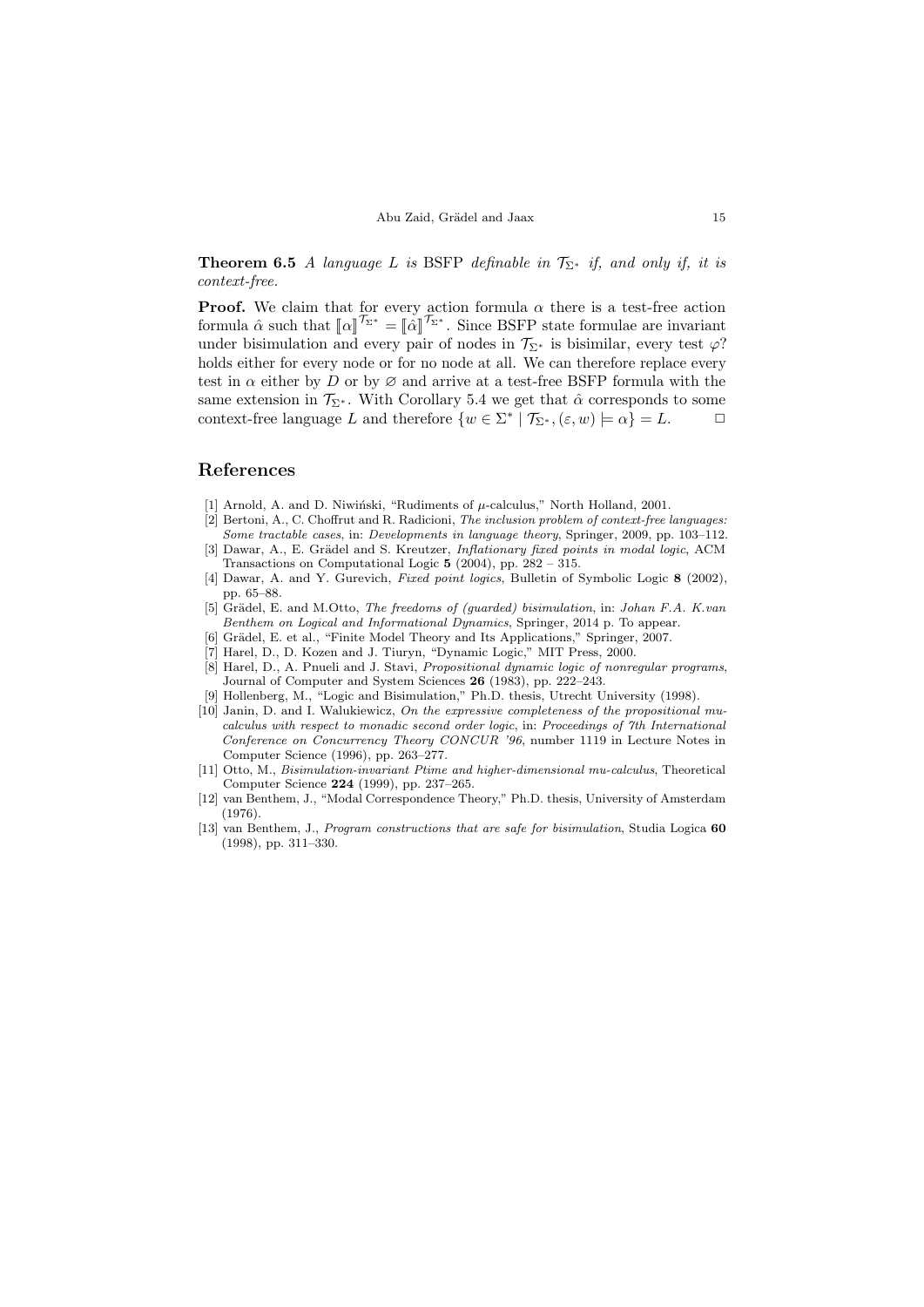**Theorem 6.5** *A language $L$ is* BSFP *definable in $\mathcal{T}_{\Sigma^*}$ if, and only if, it is context-free.*

**Proof.** We claim that for every action formula $\alpha$ there is a test-free action formula $\hat{\alpha}$ such that $[\![\alpha]\!]^{\mathcal{T}_{\Sigma^*}} = [\![\hat{\alpha}]\!]^{\mathcal{T}_{\Sigma^*}}$. Since BSFP state formulae are invariant under bisimulation and every pair of nodes in $\mathcal{T}_{\Sigma^*}$ is bisimilar, every test $\varphi?$ holds either for every node or for no node at all. We can therefore replace every test in $\alpha$ either by $D$ or by $\varnothing$ and arrive at a test-free BSFP formula with the same extension in $\mathcal{T}_{\Sigma^*}$. With Corollary 5.4 we get that $\hat{\alpha}$ corresponds to some context-free language $L$ and therefore $\{w \in \Sigma^* \mid \mathcal{T}_{\Sigma^*}, (\varepsilon, w) \models \alpha\} = L$. $\square$

## References

[1] Arnold, A. and D. Niwiński, "Rudiments of $\mu$-calculus," North Holland, 2001.

[2] Bertoni, A., C. Choffrut and R. Radicioni, *The inclusion problem of context-free languages: Some tractable cases*, in: *Developments in language theory*, Springer, 2009, pp. 103–112.

[3] Dawar, A., E. Grädel and S. Kreutzer, *Inflationary fixed points in modal logic*, ACM Transactions on Computational Logic **5** (2004), pp. 282 – 315.

[4] Dawar, A. and Y. Gurevich, *Fixed point logics*, Bulletin of Symbolic Logic **8** (2002), pp. 65–88.

[5] Grädel, E. and M.Otto, *The freedoms of (guarded) bisimulation*, in: *Johan F.A. K.van Benthem on Logical and Informational Dynamics*, Springer, 2014 p. To appear.

[6] Grädel, E. et al., "Finite Model Theory and Its Applications," Springer, 2007.

[7] Harel, D., D. Kozen and J. Tiuryn, "Dynamic Logic," MIT Press, 2000.

[8] Harel, D., A. Pnueli and J. Stavi, *Propositional dynamic logic of nonregular programs*, Journal of Computer and System Sciences **26** (1983), pp. 222–243.

[9] Hollenberg, M., "Logic and Bisimulation," Ph.D. thesis, Utrecht University (1998).

[10] Janin, D. and I. Walukiewicz, *On the expressive completeness of the propositional mu-calculus with respect to monadic second order logic*, in: *Proceedings of 7th International Conference on Concurrency Theory CONCUR '96*, number 1119 in Lecture Notes in Computer Science (1996), pp. 263–277.

[11] Otto, M., *Bisimulation-invariant Ptime and higher-dimensional mu-calculus*, Theoretical Computer Science **224** (1999), pp. 237–265.

[12] van Benthem, J., "Modal Correspondence Theory," Ph.D. thesis, University of Amsterdam (1976).

[13] van Benthem, J., *Program constructions that are safe for bisimulation*, Studia Logica **60** (1998), pp. 311–330.